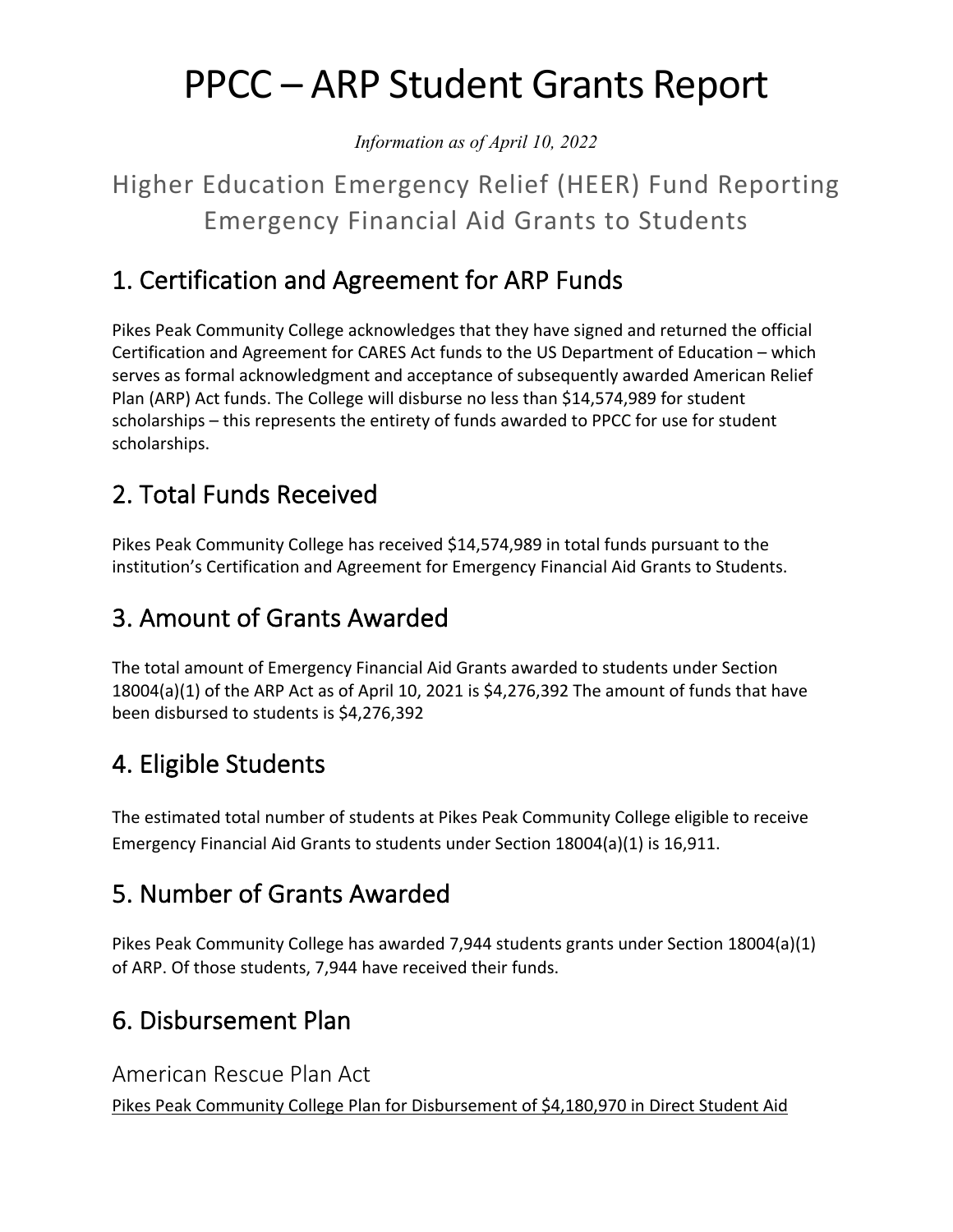# PPCC – ARP Student Grants Report

*Information as of April 10, 2022*

## Higher Education Emergency Relief (HEER) Fund Reporting Emergency Financial Aid Grants to Students

## 1. Certification and Agreement for ARP Funds

Pikes Peak Community College acknowledges that they have signed and returned the official Certification and Agreement for CARES Act funds to the US Department of Education – which serves as formal acknowledgment and acceptance of subsequently awarded American Relief Plan (ARP) Act funds. The College will disburse no less than $14,574,989 for student scholarships – this represents the entirety of funds awarded to PPCC for use for student scholarships.

## 2. Total Funds Received

Pikes Peak Community College has received $14,574,989 in total funds pursuant to the institution's Certification and Agreement for Emergency Financial Aid Grants to Students.

## 3. Amount of Grants Awarded

The total amount of Emergency Financial Aid Grants awarded to students under Section 18004(a)(1) of the ARP Act as of April 10, 2021 is $4,276,392 The amount of funds that have been disbursed to students is $4,276,392

## 4. Eligible Students

The estimated total number of students at Pikes Peak Community College eligible to receive Emergency Financial Aid Grants to students under Section 18004(a)(1) is 16,911.

## 5. Number of Grants Awarded

Pikes Peak Community College has awarded 7,944 students grants under Section 18004(a)(1) of ARP. Of those students, 7,944 have received their funds.

## 6. Disbursement Plan

### American Rescue Plan Act

Pikes Peak Community College Plan for Disbursement of $4,180,970 in Direct Student Aid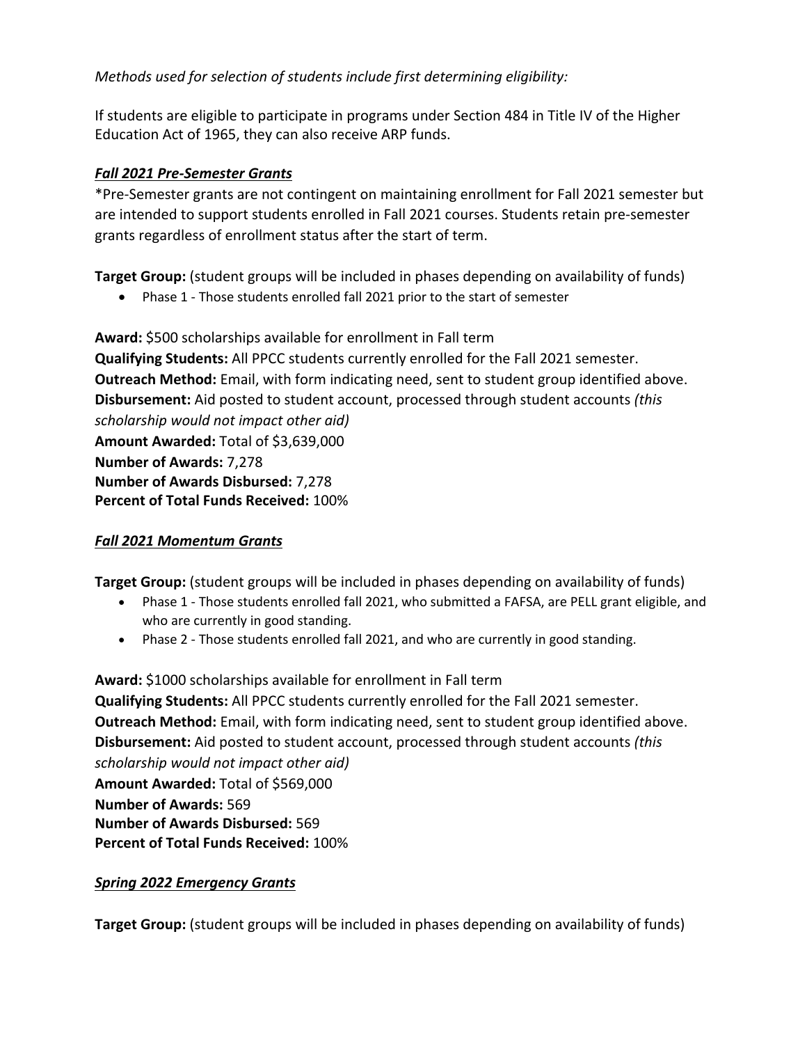*Methods used for selection of students include first determining eligibility:*

If students are eligible to participate in programs under Section 484 in Title IV of the Higher Education Act of 1965, they can also receive ARP funds.

***<u>Fall 2021 Pre-Semester Grants</u>***

*Pre-Semester grants are not contingent on maintaining enrollment for Fall 2021 semester but are intended to support students enrolled in Fall 2021 courses. Students retain pre-semester grants regardless of enrollment status after the start of term.

**Target Group:** (student groups will be included in phases depending on availability of funds)

- Phase 1 - Those students enrolled fall 2021 prior to the start of semester

**Award:** $500 scholarships available for enrollment in Fall term
**Qualifying Students:** All PPCC students currently enrolled for the Fall 2021 semester.
**Outreach Method:** Email, with form indicating need, sent to student group identified above.
**Disbursement:** Aid posted to student account, processed through student accounts *(this scholarship would not impact other aid)*
**Amount Awarded:** Total of $3,639,000
**Number of Awards:** 7,278
**Number of Awards Disbursed:** 7,278
**Percent of Total Funds Received:** 100%

***<u>Fall 2021 Momentum Grants</u>***

**Target Group:** (student groups will be included in phases depending on availability of funds)

- Phase 1 - Those students enrolled fall 2021, who submitted a FAFSA, are PELL grant eligible, and who are currently in good standing.
- Phase 2 - Those students enrolled fall 2021, and who are currently in good standing.

**Award:** $1000 scholarships available for enrollment in Fall term
**Qualifying Students:** All PPCC students currently enrolled for the Fall 2021 semester.
**Outreach Method:** Email, with form indicating need, sent to student group identified above.
**Disbursement:** Aid posted to student account, processed through student accounts *(this scholarship would not impact other aid)*
**Amount Awarded:** Total of $569,000
**Number of Awards:** 569
**Number of Awards Disbursed:** 569
**Percent of Total Funds Received:** 100%

***<u>Spring 2022 Emergency Grants</u>***

**Target Group:** (student groups will be included in phases depending on availability of funds)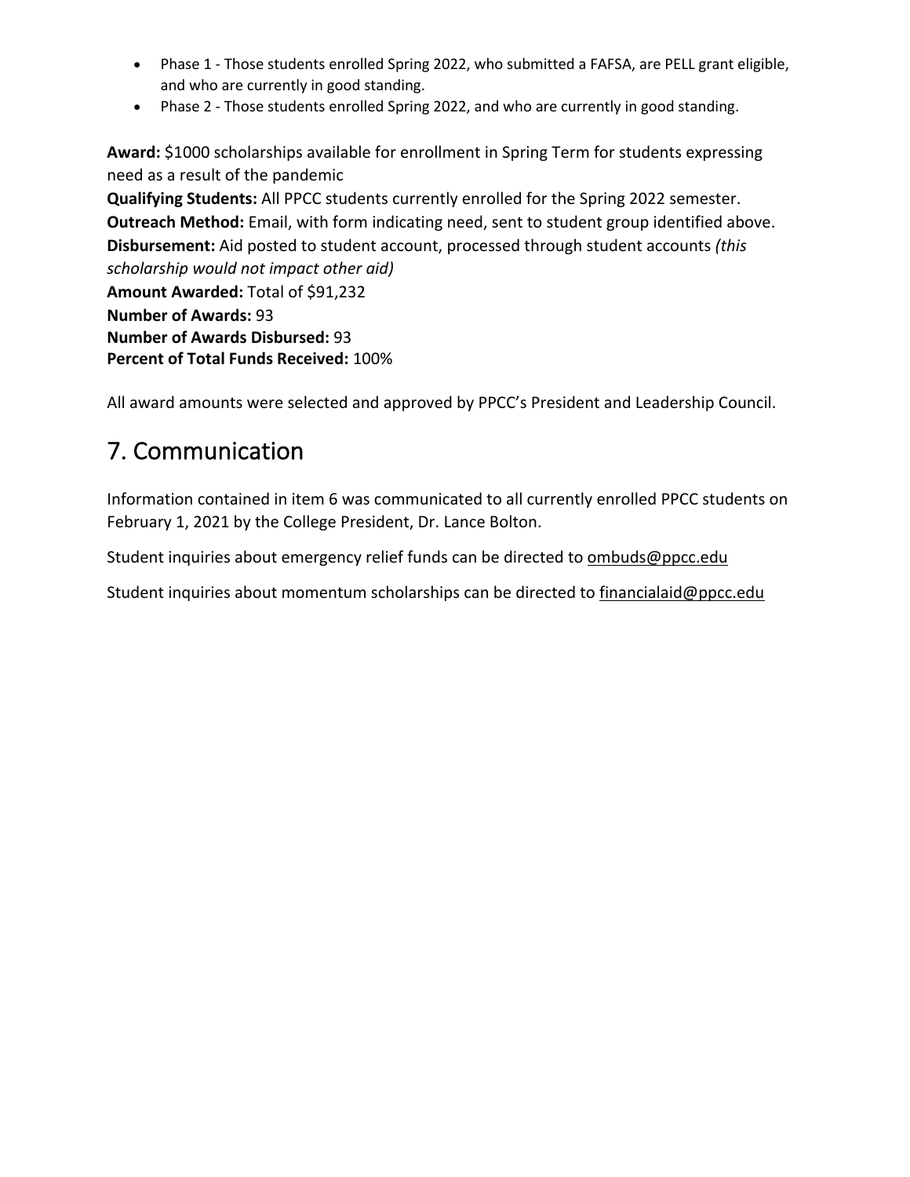- Phase 1 - Those students enrolled Spring 2022, who submitted a FAFSA, are PELL grant eligible, and who are currently in good standing.
- Phase 2 - Those students enrolled Spring 2022, and who are currently in good standing.

**Award:** $1000 scholarships available for enrollment in Spring Term for students expressing need as a result of the pandemic
**Qualifying Students:** All PPCC students currently enrolled for the Spring 2022 semester.
**Outreach Method:** Email, with form indicating need, sent to student group identified above.
**Disbursement:** Aid posted to student account, processed through student accounts *(this scholarship would not impact other aid)*
**Amount Awarded:** Total of $91,232
**Number of Awards:** 93
**Number of Awards Disbursed:** 93
**Percent of Total Funds Received:** 100%

All award amounts were selected and approved by PPCC's President and Leadership Council.

## 7. Communication

Information contained in item 6 was communicated to all currently enrolled PPCC students on February 1, 2021 by the College President, Dr. Lance Bolton.

Student inquiries about emergency relief funds can be directed to ombuds@ppcc.edu

Student inquiries about momentum scholarships can be directed to financialaid@ppcc.edu